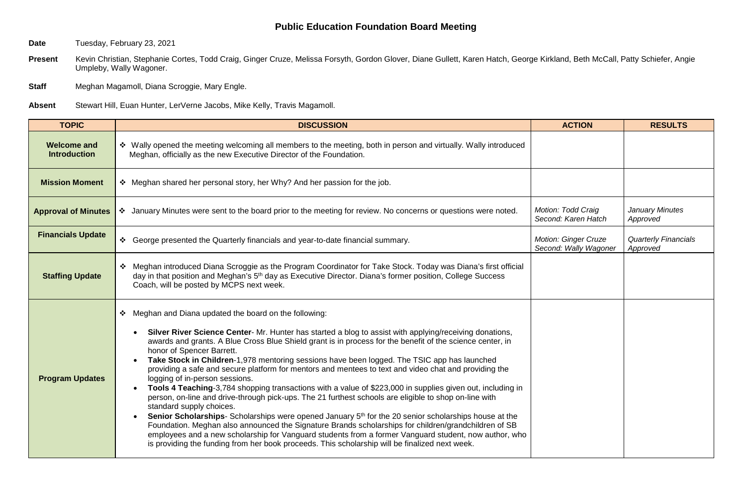# Public Education Foundation Board Meeting

**Date** Tuesday, February 23, 2021

**Present** Kevin Christian, Stephanie Cortes, Todd Craig, Ginger Cruze, Melissa Forsyth, Gordon Glover, Diane Gullett, Karen Hatch, George Kirkland, Beth McCall, Patty Schiefer, Angie Umpleby, Wally Wagoner.

**Staff** Meghan Magamoll, Diana Scroggie, Mary Engle.

**Absent** Stewart Hill, Euan Hunter, LerVerne Jacobs, Mike Kelly, Travis Magamoll.

| TOPIC | DISCUSSION | ACTION | RESULTS |
|---|---|---|---|
| **Welcome and Introduction** | ❖ Wally opened the meeting welcoming all members to the meeting, both in person and virtually. Wally introduced Meghan, officially as the new Executive Director of the Foundation. | | |
| **Mission Moment** | ❖ Meghan shared her personal story, her Why? And her passion for the job. | | |
| **Approval of Minutes** | ❖ January Minutes were sent to the board prior to the meeting for review. No concerns or questions were noted. | *Motion: Todd Craig*<br>*Second: Karen Hatch* | *January Minutes Approved* |
| **Financials Update** | ❖ George presented the Quarterly financials and year-to-date financial summary. | *Motion: Ginger Cruze*<br>*Second: Wally Wagoner* | *Quarterly Financials Approved* |
| **Staffing Update** | ❖ Meghan introduced Diana Scroggie as the Program Coordinator for Take Stock. Today was Diana's first official day in that position and Meghan's 5th day as Executive Director. Diana's former position, College Success Coach, will be posted by MCPS next week. | | |
| **Program Updates** | ❖ Meghan and Diana updated the board on the following:<br>• **Silver River Science Center**- Mr. Hunter has started a blog to assist with applying/receiving donations, awards and grants. A Blue Cross Blue Shield grant is in process for the benefit of the science center, in honor of Spencer Barrett.<br>• **Take Stock in Children**-1,978 mentoring sessions have been logged. The TSIC app has launched providing a safe and secure platform for mentors and mentees to text and video chat and providing the logging of in-person sessions.<br>• **Tools 4 Teaching**-3,784 shopping transactions with a value of $223,000 in supplies given out, including in person, on-line and drive-through pick-ups. The 21 furthest schools are eligible to shop on-line with standard supply choices.<br>• **Senior Scholarships**- Scholarships were opened January 5th for the 20 senior scholarships house at the Foundation. Meghan also announced the Signature Brands scholarships for children/grandchildren of SB employees and a new scholarship for Vanguard students from a former Vanguard student, now author, who is providing the funding from her book proceeds. This scholarship will be finalized next week. | | |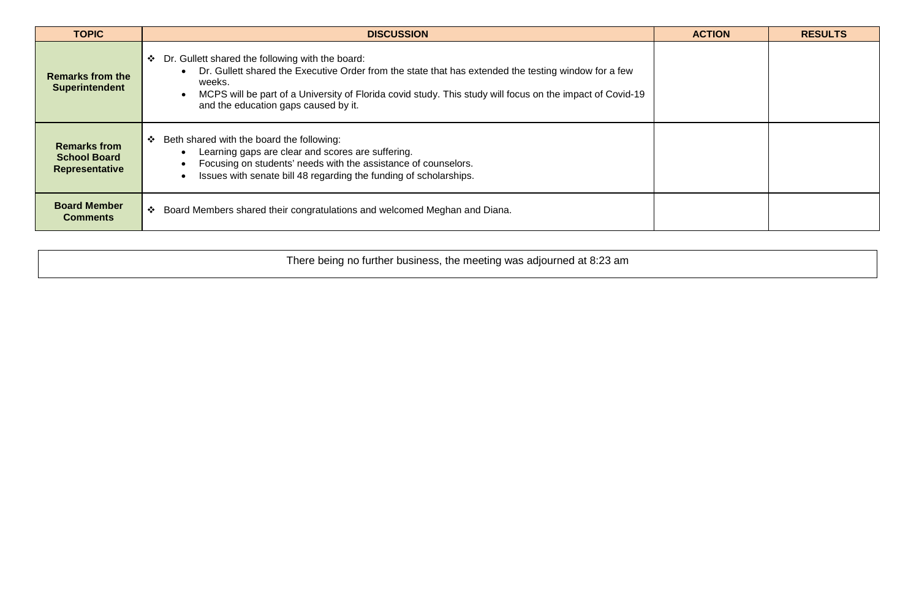| TOPIC | DISCUSSION | ACTION | RESULTS |
|---|---|---|---|
| **Remarks from the Superintendent** | ❖ Dr. Gullett shared the following with the board:<br>• Dr. Gullett shared the Executive Order from the state that has extended the testing window for a few weeks.<br>• MCPS will be part of a University of Florida covid study. This study will focus on the impact of Covid-19 and the education gaps caused by it. | | |
| **Remarks from School Board Representative** | ❖ Beth shared with the board the following:<br>• Learning gaps are clear and scores are suffering.<br>• Focusing on students' needs with the assistance of counselors.<br>• Issues with senate bill 48 regarding the funding of scholarships. | | |
| **Board Member Comments** | ❖ Board Members shared their congratulations and welcomed Meghan and Diana. | | |

There being no further business, the meeting was adjourned at 8:23 am